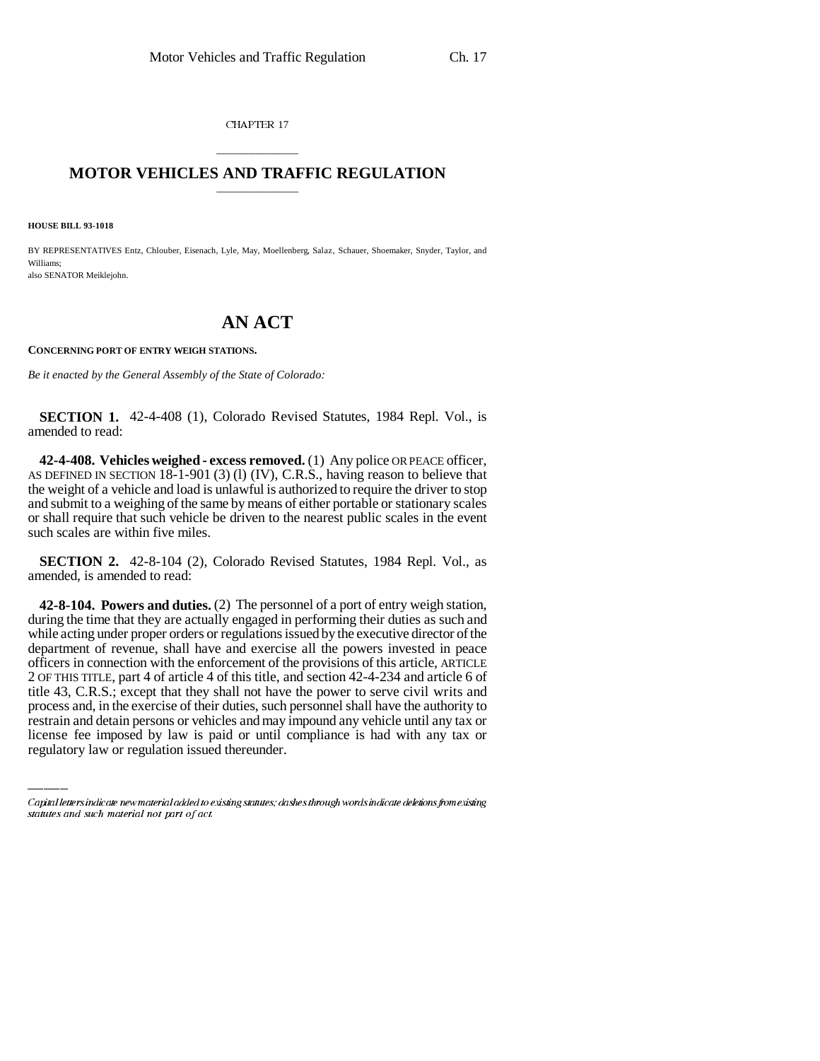CHAPTER 17

# MOTOR VEHICLES AND TRAFFIC REGULATION

**HOUSE BILL 93-1018**

BY REPRESENTATIVES Entz, Chlouber, Eisenach, Lyle, May, Moellenberg, Salaz, Schauer, Shoemaker, Snyder, Taylor, and Williams;
also SENATOR Meiklejohn.

# AN ACT

**CONCERNING PORT OF ENTRY WEIGH STATIONS.**

*Be it enacted by the General Assembly of the State of Colorado:*

**SECTION 1.** 42-4-408 (1), Colorado Revised Statutes, 1984 Repl. Vol., is amended to read:

**42-4-408. Vehicles weighed - excess removed.** (1) Any police OR PEACE officer, AS DEFINED IN SECTION 18-1-901 (3) (l) (IV), C.R.S., having reason to believe that the weight of a vehicle and load is unlawful is authorized to require the driver to stop and submit to a weighing of the same by means of either portable or stationary scales or shall require that such vehicle be driven to the nearest public scales in the event such scales are within five miles.

**SECTION 2.** 42-8-104 (2), Colorado Revised Statutes, 1984 Repl. Vol., as amended, is amended to read:

**42-8-104. Powers and duties.** (2) The personnel of a port of entry weigh station, during the time that they are actually engaged in performing their duties as such and while acting under proper orders or regulations issued by the executive director of the department of revenue, shall have and exercise all the powers invested in peace officers in connection with the enforcement of the provisions of this article, ARTICLE 2 OF THIS TITLE, part 4 of article 4 of this title, and section 42-4-234 and article 6 of title 43, C.R.S.; except that they shall not have the power to serve civil writs and process and, in the exercise of their duties, such personnel shall have the authority to restrain and detain persons or vehicles and may impound any vehicle until any tax or license fee imposed by law is paid or until compliance is had with any tax or regulatory law or regulation issued thereunder.

*Capital letters indicate new material added to existing statutes; dashes through words indicate deletions from existing statutes and such material not part of act.*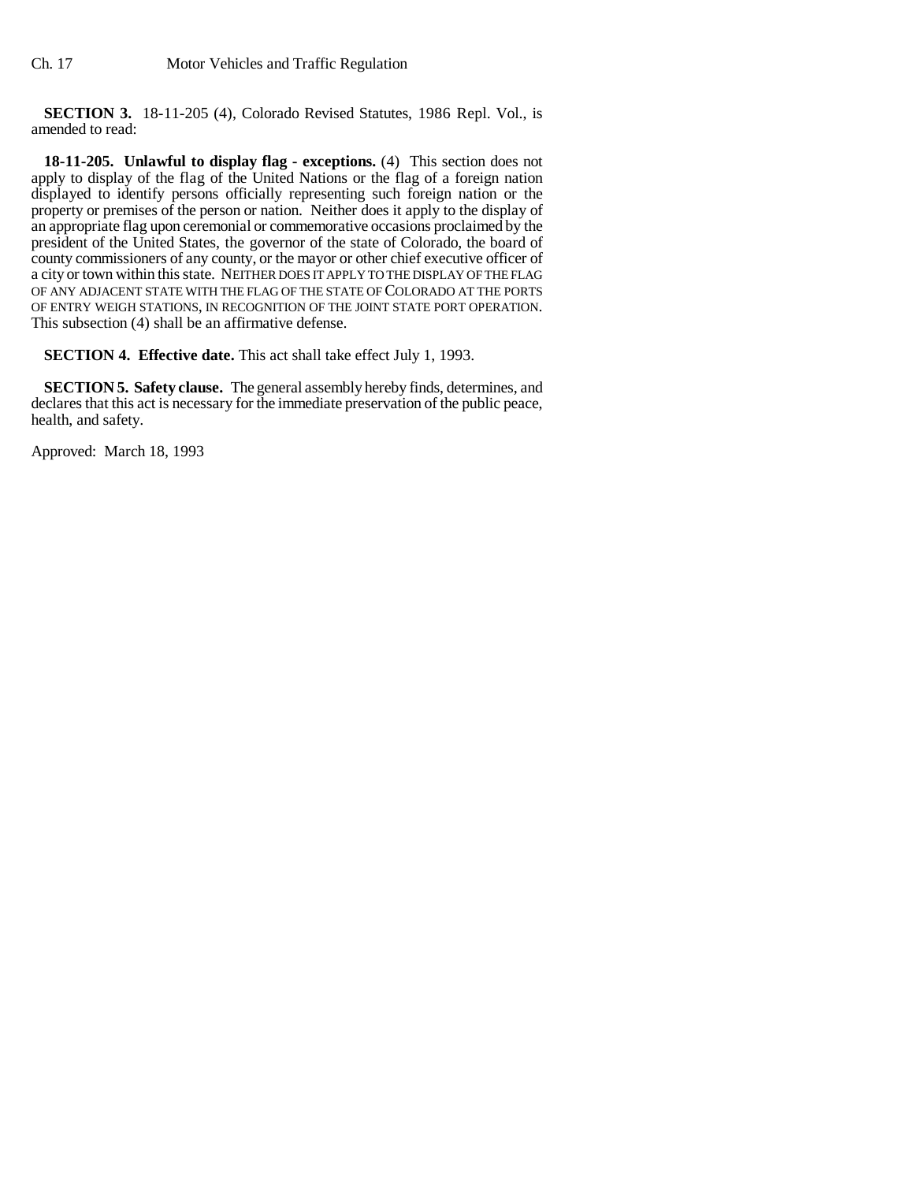**SECTION 3.** 18-11-205 (4), Colorado Revised Statutes, 1986 Repl. Vol., is amended to read:

**18-11-205. Unlawful to display flag - exceptions.** (4) This section does not apply to display of the flag of the United Nations or the flag of a foreign nation displayed to identify persons officially representing such foreign nation or the property or premises of the person or nation. Neither does it apply to the display of an appropriate flag upon ceremonial or commemorative occasions proclaimed by the president of the United States, the governor of the state of Colorado, the board of county commissioners of any county, or the mayor or other chief executive officer of a city or town within this state. NEITHER DOES IT APPLY TO THE DISPLAY OF THE FLAG OF ANY ADJACENT STATE WITH THE FLAG OF THE STATE OF COLORADO AT THE PORTS OF ENTRY WEIGH STATIONS, IN RECOGNITION OF THE JOINT STATE PORT OPERATION. This subsection (4) shall be an affirmative defense.

**SECTION 4. Effective date.** This act shall take effect July 1, 1993.

**SECTION 5. Safety clause.** The general assembly hereby finds, determines, and declares that this act is necessary for the immediate preservation of the public peace, health, and safety.

Approved: March 18, 1993